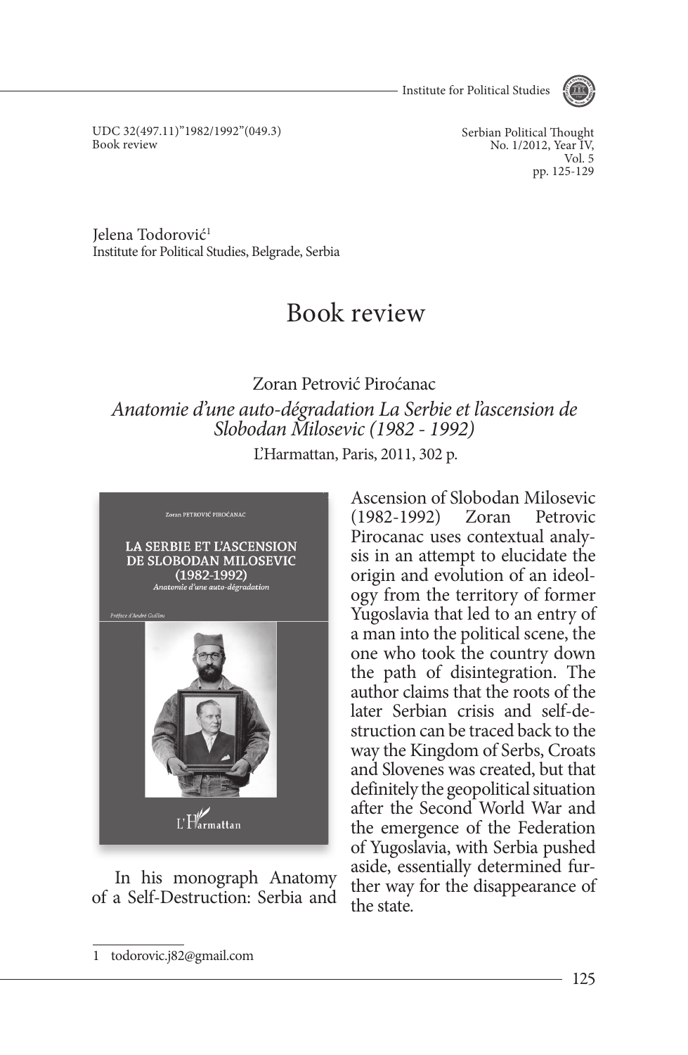UDC 32(497.11)"1982/1992"(049.3)
Book review

Jelena Todorović[1]
Institute for Political Studies, Belgrade, Serbia

# Book review

Zoran Petrović Piroćanac

*Anatomie d'une auto-dégradation La Serbie et l'ascension de Slobodan Milosevic (1982 - 1992)*

L'Harmattan, Paris, 2011, 302 p.

In his monograph Anatomy of a Self-Destruction: Serbia and Ascension of Slobodan Milosevic (1982-1992) Zoran Petrovic Pirocanac uses contextual analysis in an attempt to elucidate the origin and evolution of an ideology from the territory of former Yugoslavia that led to an entry of a man into the political scene, the one who took the country down the path of disintegration. The author claims that the roots of the later Serbian crisis and self-destruction can be traced back to the way the Kingdom of Serbs, Croats and Slovenes was created, but that definitely the geopolitical situation after the Second World War and the emergence of the Federation of Yugoslavia, with Serbia pushed aside, essentially determined further way for the disappearance of the state.

---

[1] todorovic.j82@gmail.com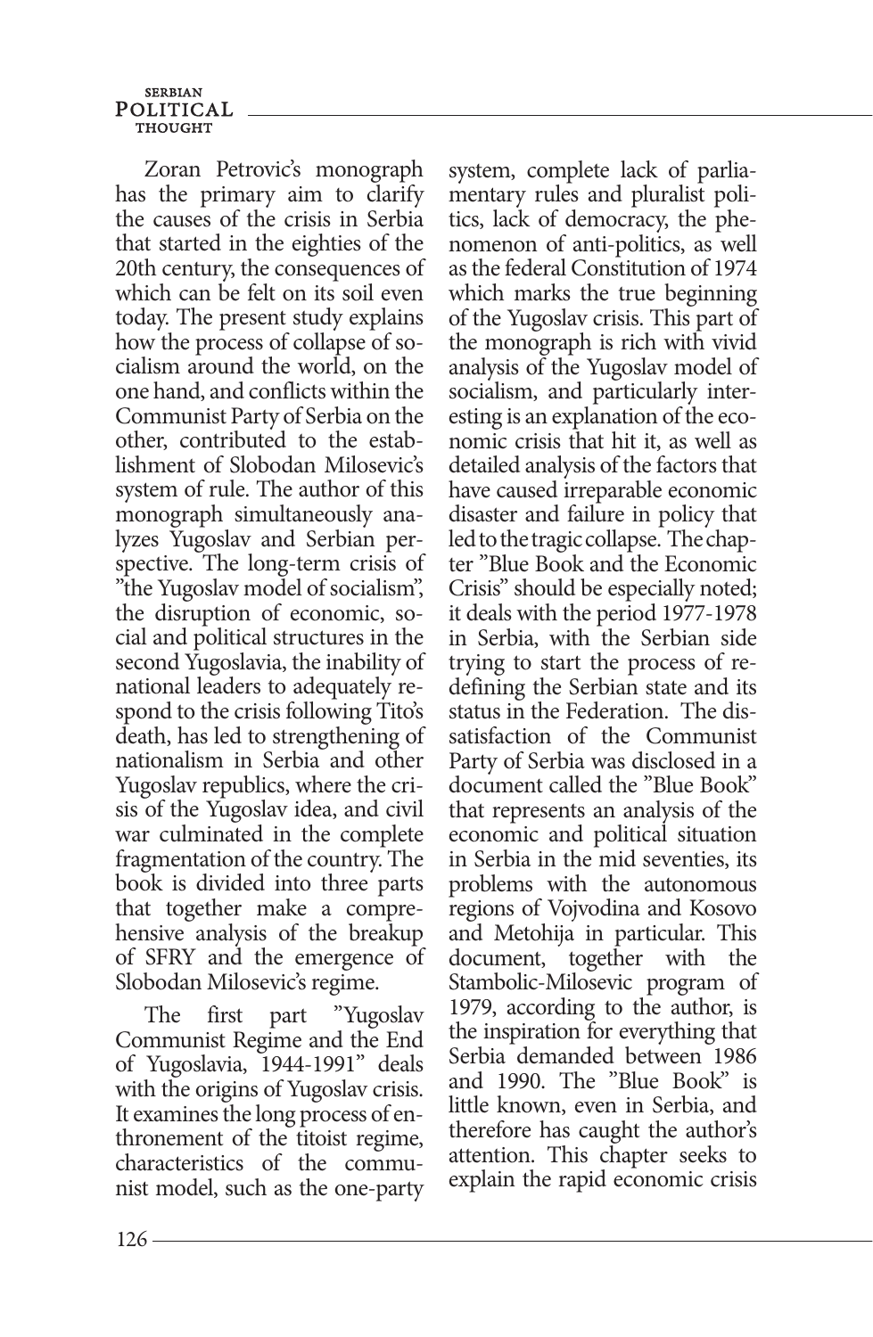Zoran Petrovic's monograph has the primary aim to clarify the causes of the crisis in Serbia that started in the eighties of the 20th century, the consequences of which can be felt on its soil even today. The present study explains how the process of collapse of socialism around the world, on the one hand, and conflicts within the Communist Party of Serbia on the other, contributed to the establishment of Slobodan Milosevic's system of rule. The author of this monograph simultaneously analyzes Yugoslav and Serbian perspective. The long-term crisis of "the Yugoslav model of socialism", the disruption of economic, social and political structures in the second Yugoslavia, the inability of national leaders to adequately respond to the crisis following Tito's death, has led to strengthening of nationalism in Serbia and other Yugoslav republics, where the crisis of the Yugoslav idea, and civil war culminated in the complete fragmentation of the country. The book is divided into three parts that together make a comprehensive analysis of the breakup of SFRY and the emergence of Slobodan Milosevic's regime.

The first part "Yugoslav Communist Regime and the End of Yugoslavia, 1944-1991" deals with the origins of Yugoslav crisis. It examines the long process of enthronement of the titoist regime, characteristics of the communist model, such as the one-party system, complete lack of parliamentary rules and pluralist politics, lack of democracy, the phenomenon of anti-politics, as well as the federal Constitution of 1974 which marks the true beginning of the Yugoslav crisis. This part of the monograph is rich with vivid analysis of the Yugoslav model of socialism, and particularly interesting is an explanation of the economic crisis that hit it, as well as detailed analysis of the factors that have caused irreparable economic disaster and failure in policy that led to the tragic collapse. The chapter "Blue Book and the Economic Crisis" should be especially noted; it deals with the period 1977-1978 in Serbia, with the Serbian side trying to start the process of redefining the Serbian state and its status in the Federation. The dissatisfaction of the Communist Party of Serbia was disclosed in a document called the "Blue Book" that represents an analysis of the economic and political situation in Serbia in the mid seventies, its problems with the autonomous regions of Vojvodina and Kosovo and Metohija in particular. This document, together with the Stambolic-Milosevic program of 1979, according to the author, is the inspiration for everything that Serbia demanded between 1986 and 1990. The "Blue Book" is little known, even in Serbia, and therefore has caught the author's attention. This chapter seeks to explain the rapid economic crisis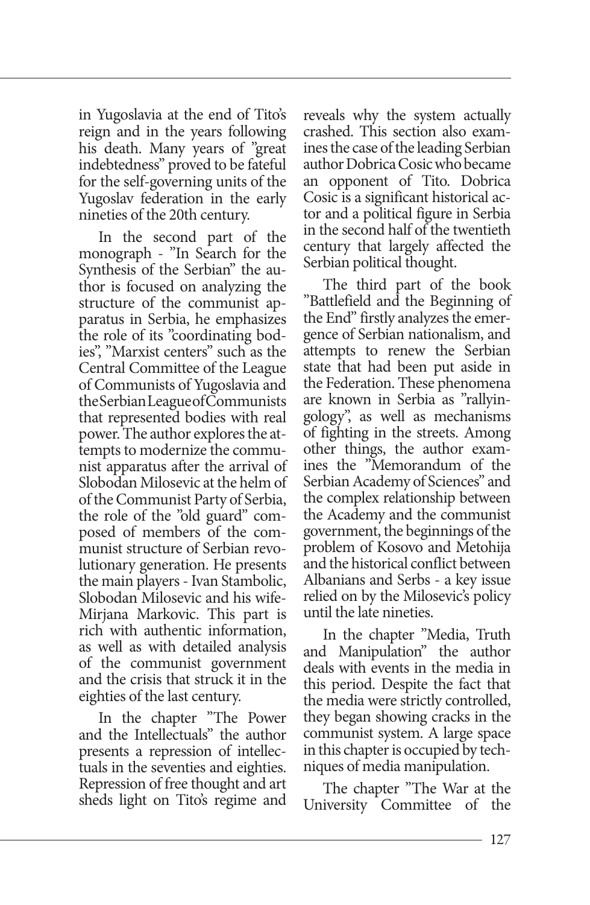in Yugoslavia at the end of Tito's reign and in the years following his death. Many years of "great indebtedness" proved to be fateful for the self-governing units of the Yugoslav federation in the early nineties of the 20th century.

In the second part of the monograph - "In Search for the Synthesis of the Serbian" the author is focused on analyzing the structure of the communist apparatus in Serbia, he emphasizes the role of its "coordinating bodies", "Marxist centers" such as the Central Committee of the League of Communists of Yugoslavia and the Serbian League of Communists that represented bodies with real power. The author explores the attempts to modernize the communist apparatus after the arrival of Slobodan Milosevic at the helm of of the Communist Party of Serbia, the role of the "old guard" composed of members of the communist structure of Serbian revolutionary generation. He presents the main players - Ivan Stambolic, Slobodan Milosevic and his wife-Mirjana Markovic. This part is rich with authentic information, as well as with detailed analysis of the communist government and the crisis that struck it in the eighties of the last century.

In the chapter "The Power and the Intellectuals" the author presents a repression of intellectuals in the seventies and eighties. Repression of free thought and art sheds light on Tito's regime and reveals why the system actually crashed. This section also examines the case of the leading Serbian author Dobrica Cosic who became an opponent of Tito. Dobrica Cosic is a significant historical actor and a political figure in Serbia in the second half of the twentieth century that largely affected the Serbian political thought.

The third part of the book "Battlefield and the Beginning of the End" firstly analyzes the emergence of Serbian nationalism, and attempts to renew the Serbian state that had been put aside in the Federation. These phenomena are known in Serbia as "rallyingology", as well as mechanisms of fighting in the streets. Among other things, the author examines the "Memorandum of the Serbian Academy of Sciences" and the complex relationship between the Academy and the communist government, the beginnings of the problem of Kosovo and Metohija and the historical conflict between Albanians and Serbs - a key issue relied on by the Milosevic's policy until the late nineties.

In the chapter "Media, Truth and Manipulation" the author deals with events in the media in this period. Despite the fact that the media were strictly controlled, they began showing cracks in the communist system. A large space in this chapter is occupied by techniques of media manipulation.

The chapter "The War at the University Committee of the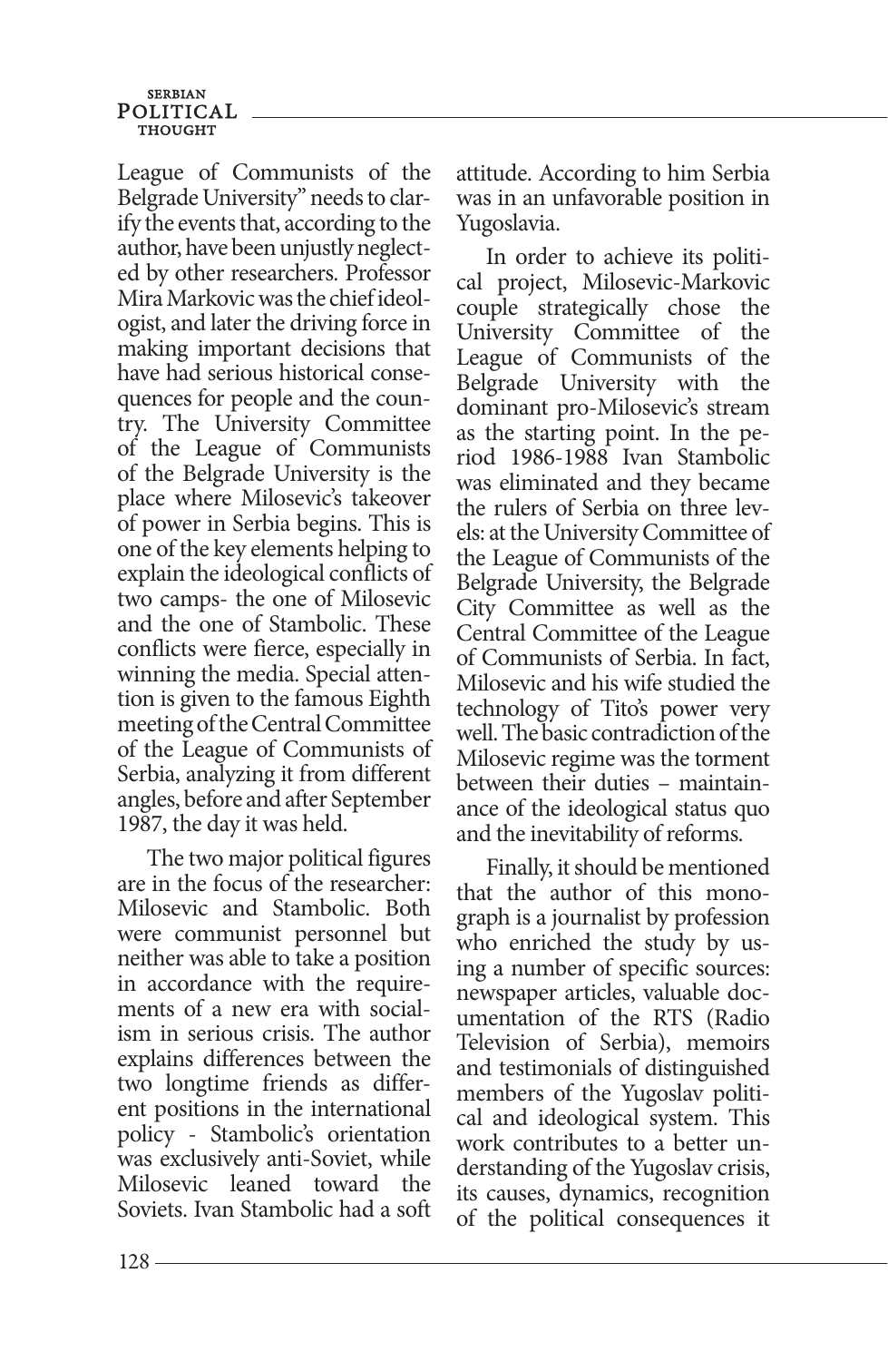League of Communists of the Belgrade University" needs to clarify the events that, according to the author, have been unjustly neglected by other researchers. Professor Mira Markovic was the chief ideologist, and later the driving force in making important decisions that have had serious historical consequences for people and the country. The University Committee of the League of Communists of the Belgrade University is the place where Milosevic's takeover of power in Serbia begins. This is one of the key elements helping to explain the ideological conflicts of two camps- the one of Milosevic and the one of Stambolic. These conflicts were fierce, especially in winning the media. Special attention is given to the famous Eighth meeting of the Central Committee of the League of Communists of Serbia, analyzing it from different angles, before and after September 1987, the day it was held.

The two major political figures are in the focus of the researcher: Milosevic and Stambolic. Both were communist personnel but neither was able to take a position in accordance with the requirements of a new era with socialism in serious crisis. The author explains differences between the two longtime friends as different positions in the international policy - Stambolic's orientation was exclusively anti-Soviet, while Milosevic leaned toward the Soviets. Ivan Stambolic had a soft attitude. According to him Serbia was in an unfavorable position in Yugoslavia.

In order to achieve its political project, Milosevic-Markovic couple strategically chose the University Committee of the League of Communists of the Belgrade University with the dominant pro-Milosevic's stream as the starting point. In the period 1986-1988 Ivan Stambolic was eliminated and they became the rulers of Serbia on three levels: at the University Committee of the League of Communists of the Belgrade University, the Belgrade City Committee as well as the Central Committee of the League of Communists of Serbia. In fact, Milosevic and his wife studied the technology of Tito's power very well. The basic contradiction of the Milosevic regime was the torment between their duties – maintainance of the ideological status quo and the inevitability of reforms.

Finally, it should be mentioned that the author of this monograph is a journalist by profession who enriched the study by using a number of specific sources: newspaper articles, valuable documentation of the RTS (Radio Television of Serbia), memoirs and testimonials of distinguished members of the Yugoslav political and ideological system. This work contributes to a better understanding of the Yugoslav crisis, its causes, dynamics, recognition of the political consequences it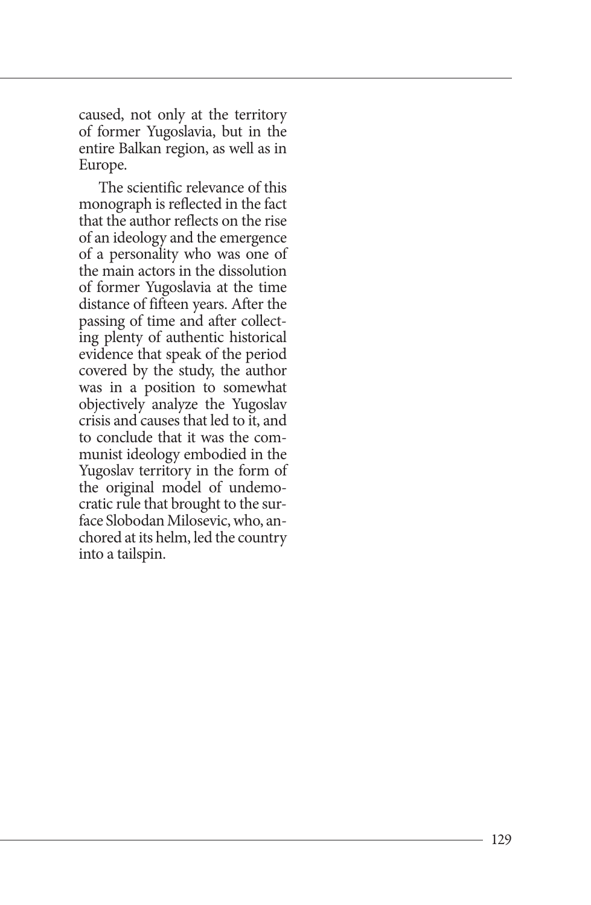caused, not only at the territory of former Yugoslavia, but in the entire Balkan region, as well as in Europe.

The scientific relevance of this monograph is reflected in the fact that the author reflects on the rise of an ideology and the emergence of a personality who was one of the main actors in the dissolution of former Yugoslavia at the time distance of fifteen years. After the passing of time and after collecting plenty of authentic historical evidence that speak of the period covered by the study, the author was in a position to somewhat objectively analyze the Yugoslav crisis and causes that led to it, and to conclude that it was the communist ideology embodied in the Yugoslav territory in the form of the original model of undemocratic rule that brought to the surface Slobodan Milosevic, who, anchored at its helm, led the country into a tailspin.